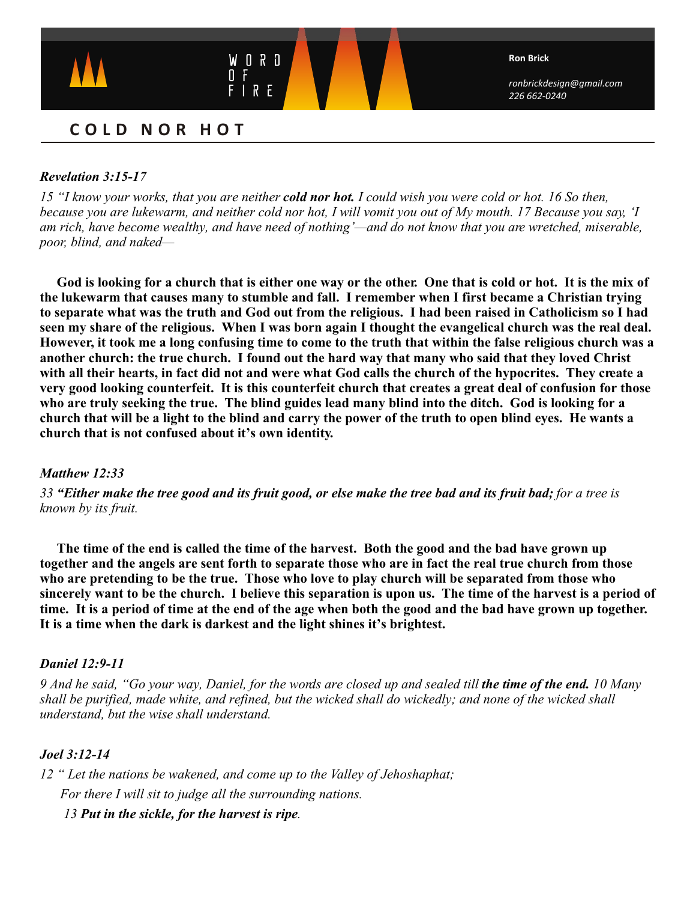WORD OF FIRE

**Ron Brick**

*ronbrickdesign@gmail.com*
*226 662-0240*

# COLD NOR HOT

***Revelation 3:15-17***

*15 "I know your works, that you are neither **cold nor hot.** I could wish you were cold or hot. 16 So then, because you are lukewarm, and neither cold nor hot, I will vomit you out of My mouth. 17 Because you say, 'I am rich, have become wealthy, and have need of nothing'—and do not know that you are wretched, miserable, poor, blind, and naked—*

**God is looking for a church that is either one way or the other. One that is cold or hot. It is the mix of the lukewarm that causes many to stumble and fall. I remember when I first became a Christian trying to separate what was the truth and God out from the religious. I had been raised in Catholicism so I had seen my share of the religious. When I was born again I thought the evangelical church was the real deal. However, it took me a long confusing time to come to the truth that within the false religious church was a another church: the true church. I found out the hard way that many who said that they loved Christ with all their hearts, in fact did not and were what God calls the church of the hypocrites. They create a very good looking counterfeit. It is this counterfeit church that creates a great deal of confusion for those who are truly seeking the true. The blind guides lead many blind into the ditch. God is looking for a church that will be a light to the blind and carry the power of the truth to open blind eyes. He wants a church that is not confused about it's own identity.**

***Matthew 12:33***

*33 **"Either make the tree good and its fruit good, or else make the tree bad and its fruit bad;** for a tree is known by its fruit.*

**The time of the end is called the time of the harvest. Both the good and the bad have grown up together and the angels are sent forth to separate those who are in fact the real true church from those who are pretending to be the true. Those who love to play church will be separated from those who sincerely want to be the church. I believe this separation is upon us. The time of the harvest is a period of time. It is a period of time at the end of the age when both the good and the bad have grown up together. It is a time when the dark is darkest and the light shines it's brightest.**

***Daniel 12:9-11***

*9 And he said, "Go your way, Daniel, for the words are closed up and sealed till **the time of the end.** 10 Many shall be purified, made white, and refined, but the wicked shall do wickedly; and none of the wicked shall understand, but the wise shall understand.*

***Joel 3:12-14***

*12 " Let the nations be wakened, and come up to the Valley of Jehoshaphat;*
*For there I will sit to judge all the surrounding nations.*
*13 **Put in the sickle, for the harvest is ripe**.*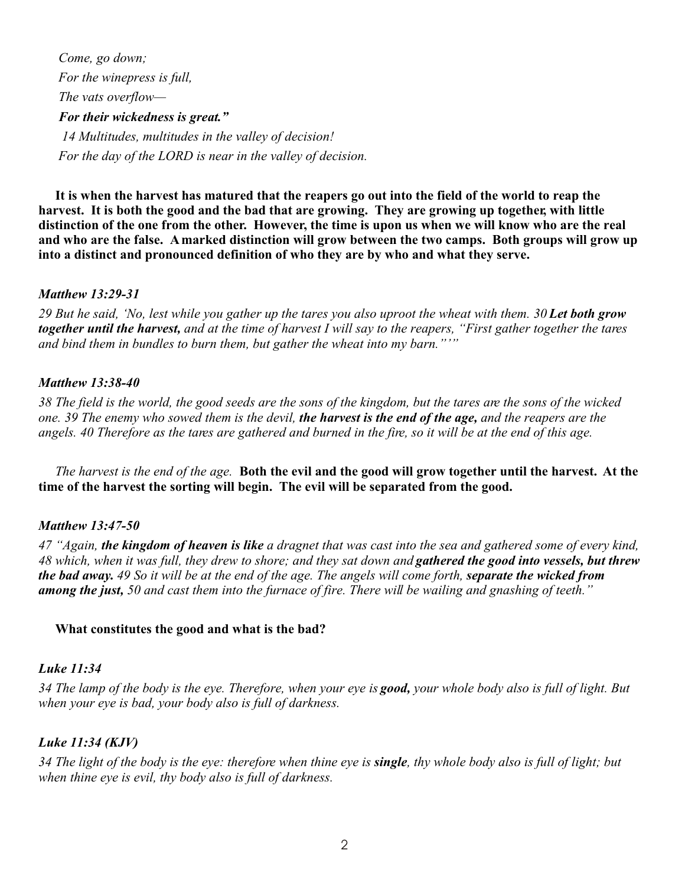*Come, go down;*
*For the winepress is full,*
*The vats overflow—*
***For their wickedness is great."***
*14 Multitudes, multitudes in the valley of decision!*
*For the day of the LORD is near in the valley of decision.*

**It is when the harvest has matured that the reapers go out into the field of the world to reap the harvest. It is both the good and the bad that are growing. They are growing up together, with little distinction of the one from the other. However, the time is upon us when we will know who are the real and who are the false. A marked distinction will grow between the two camps. Both groups will grow up into a distinct and pronounced definition of who they are by who and what they serve.**

***Matthew 13:29-31***

*29 But he said, 'No, lest while you gather up the tares you also uproot the wheat with them. 30* ***Let both grow together until the harvest,*** *and at the time of harvest I will say to the reapers, "First gather together the tares and bind them in bundles to burn them, but gather the wheat into my barn."'"*

***Matthew 13:38-40***

*38 The field is the world, the good seeds are the sons of the kingdom, but the tares are the sons of the wicked one. 39 The enemy who sowed them is the devil,* ***the harvest is the end of the age,*** *and the reapers are the angels. 40 Therefore as the tares are gathered and burned in the fire, so it will be at the end of this age.*

*The harvest is the end of the age.* **Both the evil and the good will grow together until the harvest. At the time of the harvest the sorting will begin. The evil will be separated from the good.**

***Matthew 13:47-50***

*47 "Again,* ***the kingdom of heaven is like*** *a dragnet that was cast into the sea and gathered some of every kind, 48 which, when it was full, they drew to shore; and they sat down and* ***gathered the good into vessels, but threw the bad away.*** *49 So it will be at the end of the age. The angels will come forth,* ***separate the wicked from among the just,*** *50 and cast them into the furnace of fire. There will be wailing and gnashing of teeth."*

**What constitutes the good and what is the bad?**

***Luke 11:34***

*34 The lamp of the body is the eye. Therefore, when your eye is* ***good,*** *your whole body also is full of light. But when your eye is bad, your body also is full of darkness.*

***Luke 11:34 (KJV)***

*34 The light of the body is the eye: therefore when thine eye is* ***single****, thy whole body also is full of light; but when thine eye is evil, thy body also is full of darkness.*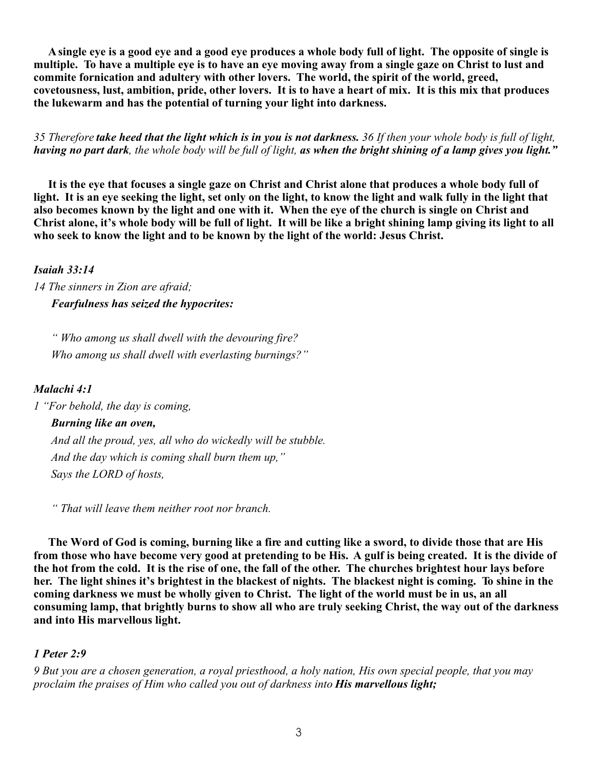**A single eye is a good eye and a good eye produces a whole body full of light. The opposite of single is multiple. To have a multiple eye is to have an eye moving away from a single gaze on Christ to lust and commite fornication and adultery with other lovers. The world, the spirit of the world, greed, covetousness, lust, ambition, pride, other lovers. It is to have a heart of mix. It is this mix that produces the lukewarm and has the potential of turning your light into darkness.**

*35 Therefore* ***take heed that the light which is in you is not darkness.*** *36 If then your whole body is full of light,* ***having no part dark****, the whole body will be full of light,* ***as when the bright shining of a lamp gives you light."***

**It is the eye that focuses a single gaze on Christ and Christ alone that produces a whole body full of light. It is an eye seeking the light, set only on the light, to know the light and walk fully in the light that also becomes known by the light and one with it. When the eye of the church is single on Christ and Christ alone, it's whole body will be full of light. It will be like a bright shining lamp giving its light to all who seek to know the light and to be known by the light of the world: Jesus Christ.**

***Isaiah 33:14***

*14 The sinners in Zion are afraid;*
***Fearfulness has seized the hypocrites:***

*" Who among us shall dwell with the devouring fire?*
*Who among us shall dwell with everlasting burnings?"*

***Malachi 4:1***

*1 "For behold, the day is coming,*
***Burning like an oven,***
*And all the proud, yes, all who do wickedly will be stubble.*
*And the day which is coming shall burn them up,"*
*Says the LORD of hosts,*

*" That will leave them neither root nor branch.*

**The Word of God is coming, burning like a fire and cutting like a sword, to divide those that are His from those who have become very good at pretending to be His. A gulf is being created. It is the divide of the hot from the cold. It is the rise of one, the fall of the other. The churches brightest hour lays before her. The light shines it's brightest in the blackest of nights. The blackest night is coming. To shine in the coming darkness we must be wholly given to Christ. The light of the world must be in us, an all consuming lamp, that brightly burns to show all who are truly seeking Christ, the way out of the darkness and into His marvellous light.**

***1 Peter 2:9***

*9 But you are a chosen generation, a royal priesthood, a holy nation, His own special people, that you may proclaim the praises of Him who called you out of darkness into* ***His marvellous light;***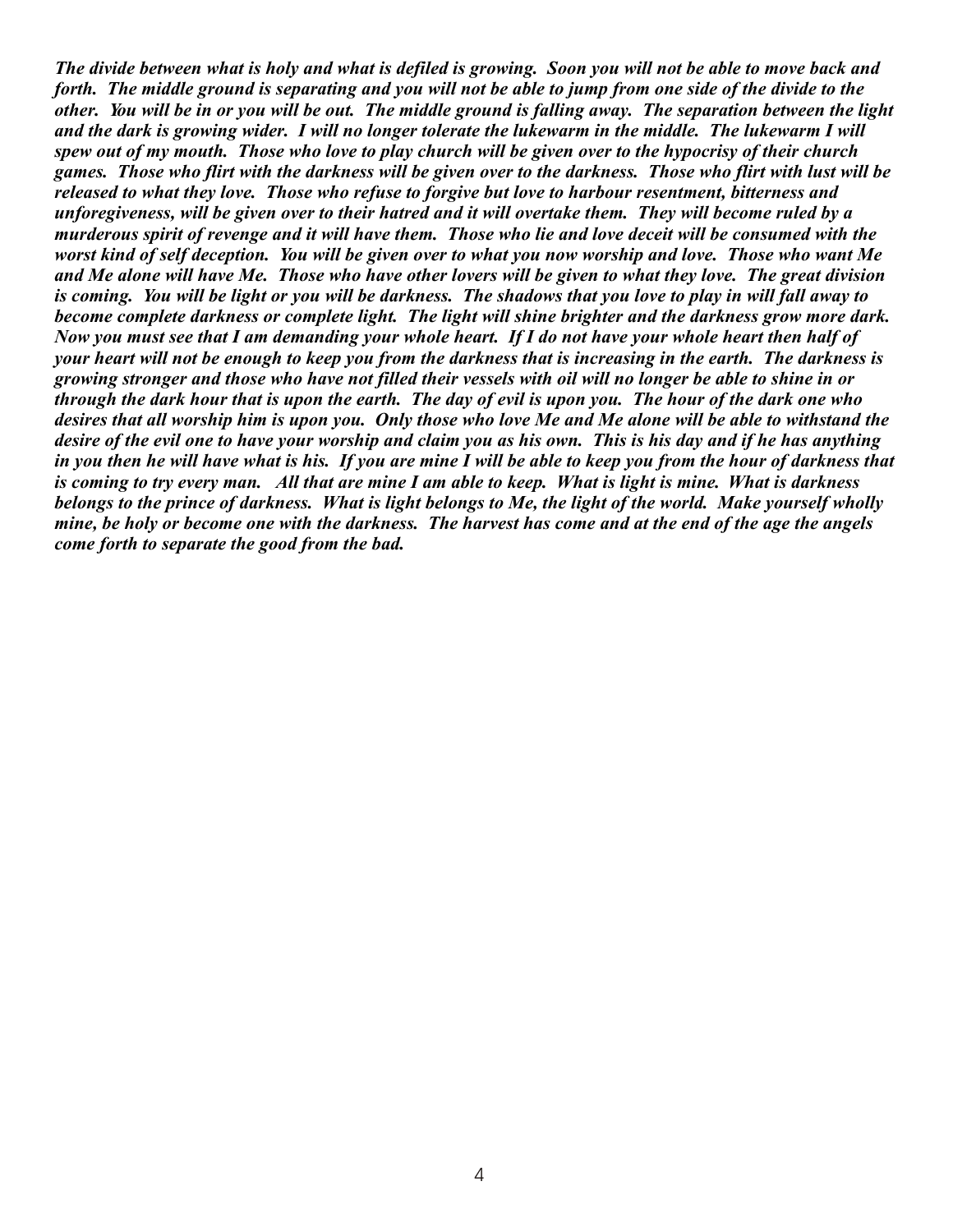***The divide between what is holy and what is defiled is growing. Soon you will not be able to move back and forth. The middle ground is separating and you will not be able to jump from one side of the divide to the other. You will be in or you will be out. The middle ground is falling away. The separation between the light and the dark is growing wider. I will no longer tolerate the lukewarm in the middle. The lukewarm I will spew out of my mouth. Those who love to play church will be given over to the hypocrisy of their church games. Those who flirt with the darkness will be given over to the darkness. Those who flirt with lust will be released to what they love. Those who refuse to forgive but love to harbour resentment, bitterness and unforegiveness, will be given over to their hatred and it will overtake them. They will become ruled by a murderous spirit of revenge and it will have them. Those who lie and love deceit will be consumed with the worst kind of self deception. You will be given over to what you now worship and love. Those who want Me and Me alone will have Me. Those who have other lovers will be given to what they love. The great division is coming. You will be light or you will be darkness. The shadows that you love to play in will fall away to become complete darkness or complete light. The light will shine brighter and the darkness grow more dark. Now you must see that I am demanding your whole heart. If I do not have your whole heart then half of your heart will not be enough to keep you from the darkness that is increasing in the earth. The darkness is growing stronger and those who have not filled their vessels with oil will no longer be able to shine in or through the dark hour that is upon the earth. The day of evil is upon you. The hour of the dark one who desires that all worship him is upon you. Only those who love Me and Me alone will be able to withstand the desire of the evil one to have your worship and claim you as his own. This is his day and if he has anything in you then he will have what is his. If you are mine I will be able to keep you from the hour of darkness that is coming to try every man. All that are mine I am able to keep. What is light is mine. What is darkness belongs to the prince of darkness. What is light belongs to Me, the light of the world. Make yourself wholly mine, be holy or become one with the darkness. The harvest has come and at the end of the age the angels come forth to separate the good from the bad.***